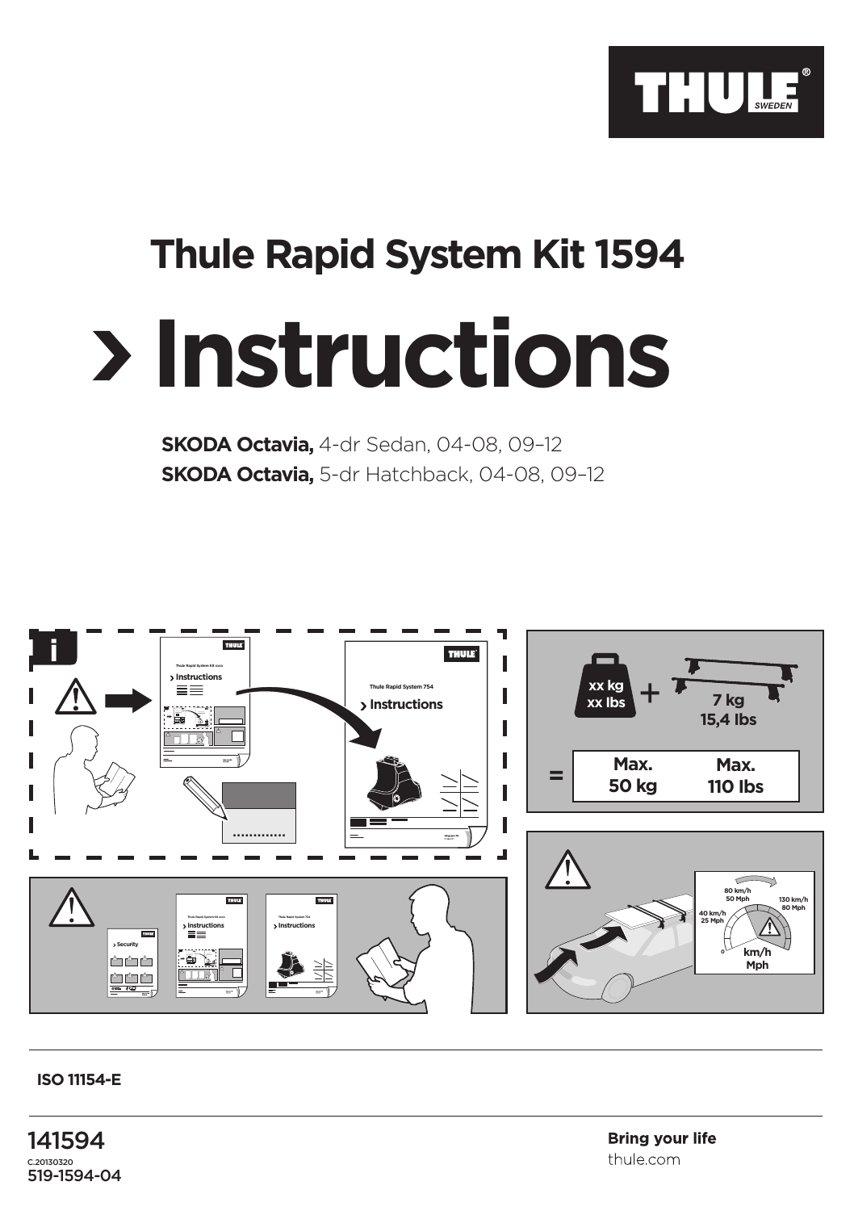THULE® SWEDEN

# Thule Rapid System Kit 1594

# › Instructions

**SKODA Octavia,** 4-dr Sedan, 04-08, 09–12
**SKODA Octavia,** 5-dr Hatchback, 04-08, 09–12

xx kg
xx lbs

+

7 kg
15,4 lbs

=

| Max. 50 kg | Max. 110 lbs |
| --- | --- |

80 km/h
50 Mph

130 km/h
80 Mph

40 km/h
25 Mph

km/h
Mph

**ISO 11154-E**

141594
C.20130320
519-1594-04

**Bring your life**
thule.com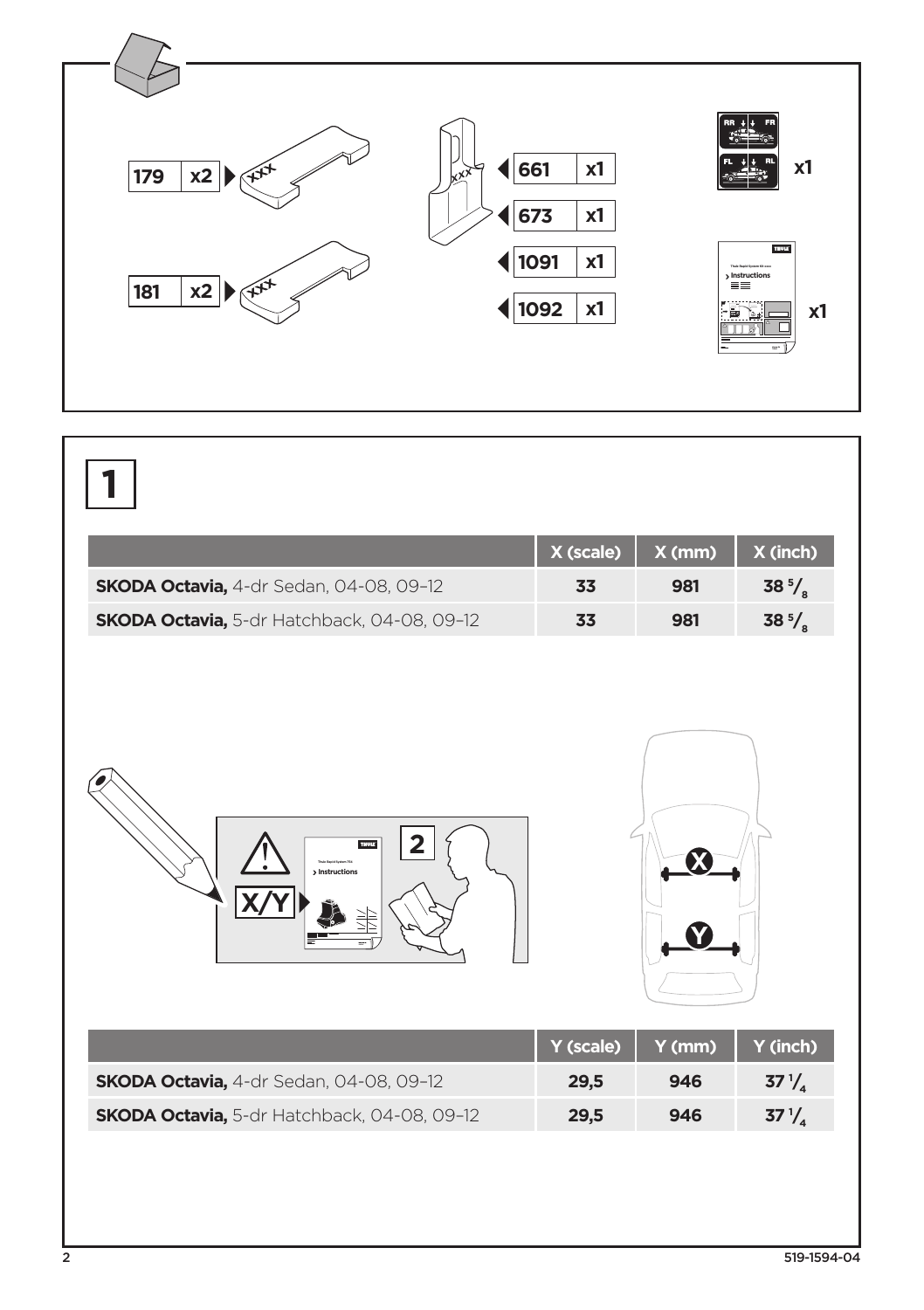179 x2

181 x2

661 x1

673 x1

1091 x1

1092 x1

x1

x1

# 1

| | X (scale) | X (mm) | X (inch) |
|---|---|---|---|
| **SKODA Octavia,** 4-dr Sedan, 04-08, 09–12 | 33 | 981 | 38 $^5/_8$ |
| **SKODA Octavia,** 5-dr Hatchback, 04-08, 09–12 | 33 | 981 | 38 $^5/_8$ |

X/Y

2

| | Y (scale) | Y (mm) | Y (inch) |
|---|---|---|---|
| **SKODA Octavia,** 4-dr Sedan, 04-08, 09–12 | 29,5 | 946 | 37 $^1/_4$ |
| **SKODA Octavia,** 5-dr Hatchback, 04-08, 09–12 | 29,5 | 946 | 37 $^1/_4$ |

519-1594-04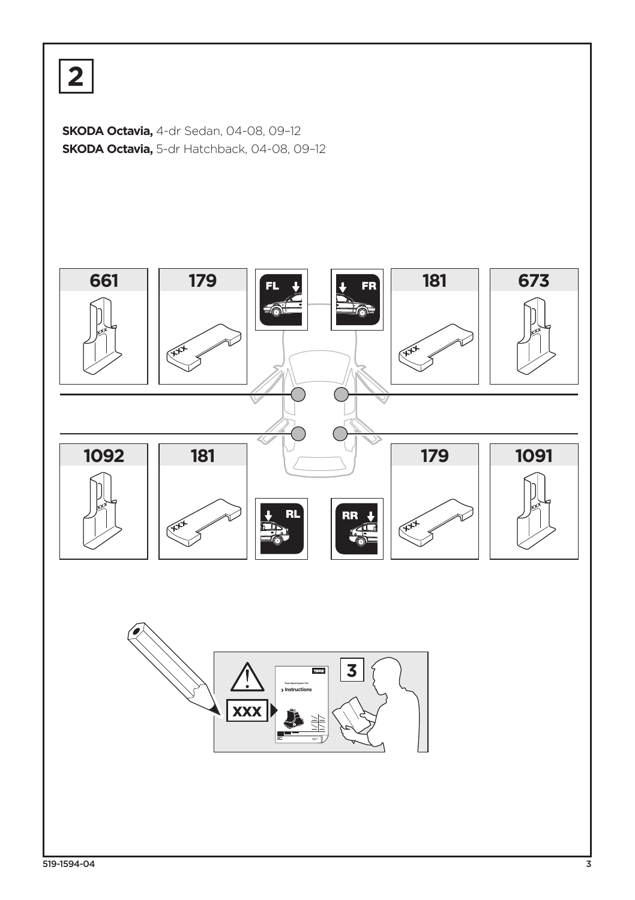# 2

**SKODA Octavia,** 4-dr Sedan, 04-08, 09–12

**SKODA Octavia,** 5-dr Hatchback, 04-08, 09–12

| Position | Foot pad | Bracket |
| --- | --- | --- |
| FL | 661 | 179 |
| FR | 673 | 181 |
| RL | 1092 | 181 |
| RR | 1091 | 179 |

XXX

3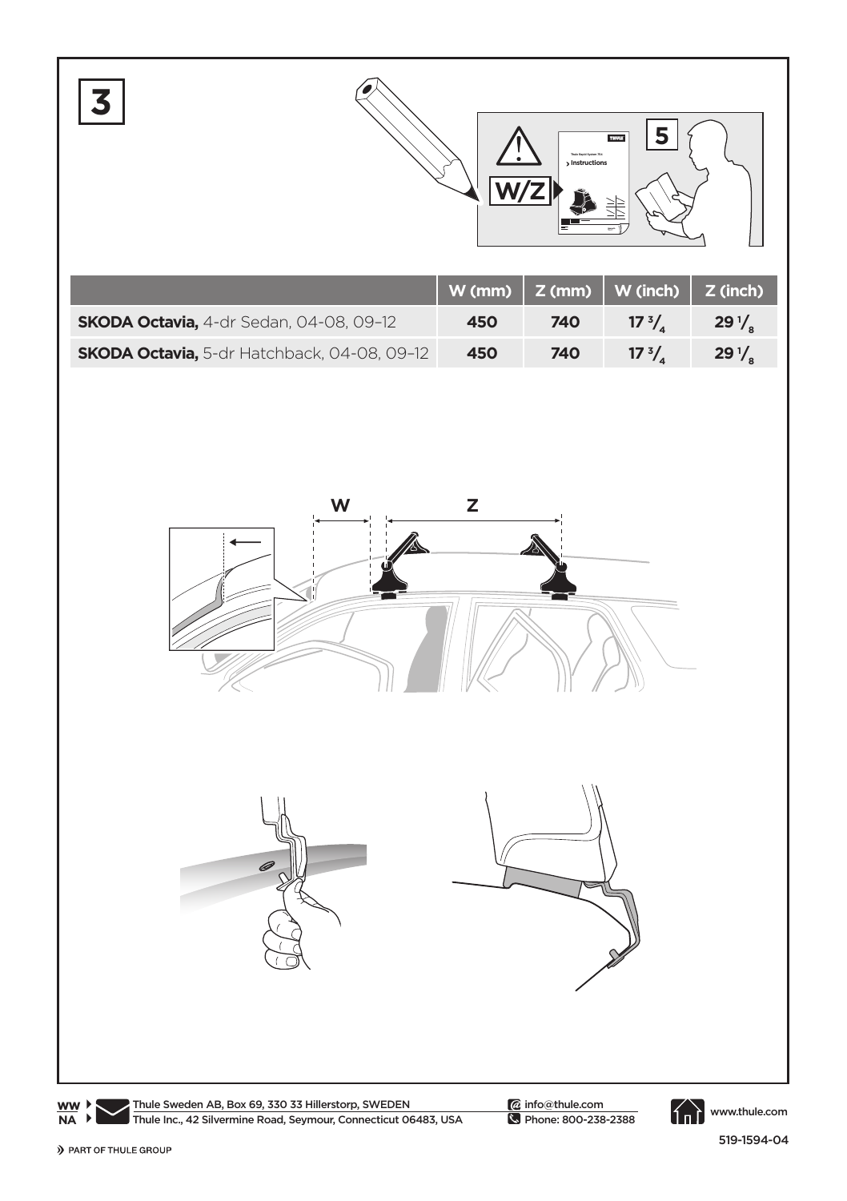# 3

W/Z

5

| | W (mm) | Z (mm) | W (inch) | Z (inch) |
|---|---|---|---|---|
| **SKODA Octavia,** 4-dr Sedan, 04-08, 09–12 | 450 | 740 | 17 3/4 | 29 1/8 |
| **SKODA Octavia,** 5-dr Hatchback, 04-08, 09–12 | 450 | 740 | 17 3/4 | 29 1/8 |

W

Z

WW Thule Sweden AB, Box 69, 330 33 Hillerstorp, SWEDEN

NA Thule Inc., 42 Silvermine Road, Seymour, Connecticut 06483, USA

info@thule.com

Phone: 800-238-2388

www.thule.com

519-1594-04

PART OF THULE GROUP